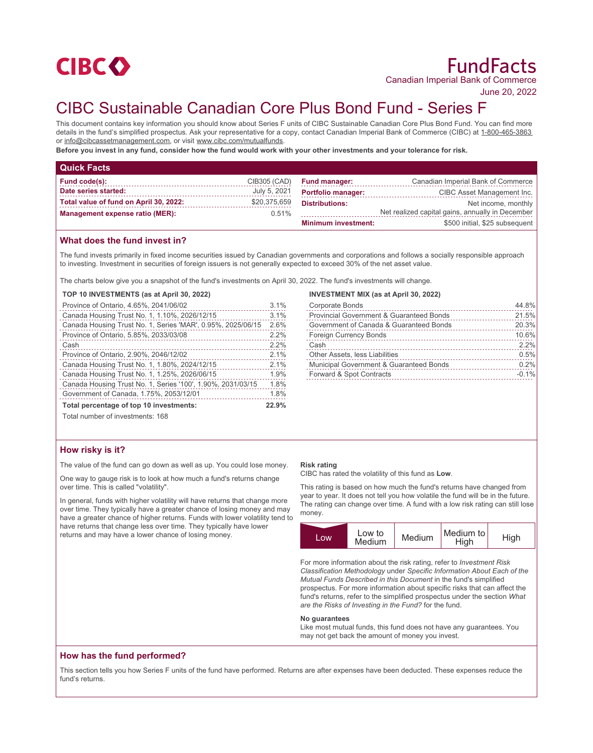CIBC

# FundFacts

Canadian Imperial Bank of Commerce

June 20, 2022

# CIBC Sustainable Canadian Core Plus Bond Fund - Series F

This document contains key information you should know about Series F units of CIBC Sustainable Canadian Core Plus Bond Fund. You can find more details in the fund's simplified prospectus. Ask your representative for a copy, contact Canadian Imperial Bank of Commerce (CIBC) at 1-800-465-3863 or info@cibcassetmanagement.com, or visit www.cibc.com/mutualfunds.

**Before you invest in any fund, consider how the fund would work with your other investments and your tolerance for risk.**

## Quick Facts

| | | | |
|---|---|---|---|
| **Fund code(s):** | CIB305 (CAD) | **Fund manager:** | Canadian Imperial Bank of Commerce |
| **Date series started:** | July 5, 2021 | **Portfolio manager:** | CIBC Asset Management Inc. |
| **Total value of fund on April 30, 2022:** | $20,375,659 | **Distributions:** | Net income, monthly<br>Net realized capital gains, annually in December |
| **Management expense ratio (MER):** | 0.51% | **Minimum investment:** | $500 initial, $25 subsequent |

## What does the fund invest in?

The fund invests primarily in fixed income securities issued by Canadian governments and corporations and follows a socially responsible approach to investing. Investment in securities of foreign issuers is not generally expected to exceed 30% of the net asset value.

The charts below give you a snapshot of the fund's investments on April 30, 2022. The fund's investments will change.

**TOP 10 INVESTMENTS (as at April 30, 2022)**

| Investment | % |
|---|---|
| Province of Ontario, 4.65%, 2041/06/02 | 3.1% |
| Canada Housing Trust No. 1, 1.10%, 2026/12/15 | 3.1% |
| Canada Housing Trust No. 1, Series 'MAR', 0.95%, 2025/06/15 | 2.6% |
| Province of Ontario, 5.85%, 2033/03/08 | 2.2% |
| Cash | 2.2% |
| Province of Ontario, 2.90%, 2046/12/02 | 2.1% |
| Canada Housing Trust No. 1, 1.80%, 2024/12/15 | 2.1% |
| Canada Housing Trust No. 1, 1.25%, 2026/06/15 | 1.9% |
| Canada Housing Trust No. 1, Series '100', 1.90%, 2031/03/15 | 1.8% |
| Government of Canada, 1.75%, 2053/12/01 | 1.8% |
| **Total percentage of top 10 investments:** | **22.9%** |

Total number of investments: 168

**INVESTMENT MIX (as at April 30, 2022)**

| Category | % |
|---|---|
| Corporate Bonds | 44.8% |
| Provincial Government & Guaranteed Bonds | 21.5% |
| Government of Canada & Guaranteed Bonds | 20.3% |
| Foreign Currency Bonds | 10.6% |
| Cash | 2.2% |
| Other Assets, less Liabilities | 0.5% |
| Municipal Government & Guaranteed Bonds | 0.2% |
| Forward & Spot Contracts | -0.1% |

## How risky is it?

The value of the fund can go down as well as up. You could lose money.

One way to gauge risk is to look at how much a fund's returns change over time. This is called "volatility".

In general, funds with higher volatility will have returns that change more over time. They typically have a greater chance of losing money and may have a greater chance of higher returns. Funds with lower volatility tend to have returns that change less over time. They typically have lower returns and may have a lower chance of losing money.

**Risk rating**

CIBC has rated the volatility of this fund as **Low**.

This rating is based on how much the fund's returns have changed from year to year. It does not tell you how volatile the fund will be in the future. The rating can change over time. A fund with a low risk rating can still lose money.

| **Low** | Low to Medium | Medium | Medium to High | High |
|---|---|---|---|---|

For more information about the risk rating, refer to *Investment Risk Classification Methodology* under *Specific Information About Each of the Mutual Funds Described in this Document* in the fund's simplified prospectus. For more information about specific risks that can affect the fund's returns, refer to the simplified prospectus under the section *What are the Risks of Investing in the Fund?* for the fund.

**No guarantees**

Like most mutual funds, this fund does not have any guarantees. You may not get back the amount of money you invest.

## How has the fund performed?

This section tells you how Series F units of the fund have performed. Returns are after expenses have been deducted. These expenses reduce the fund's returns.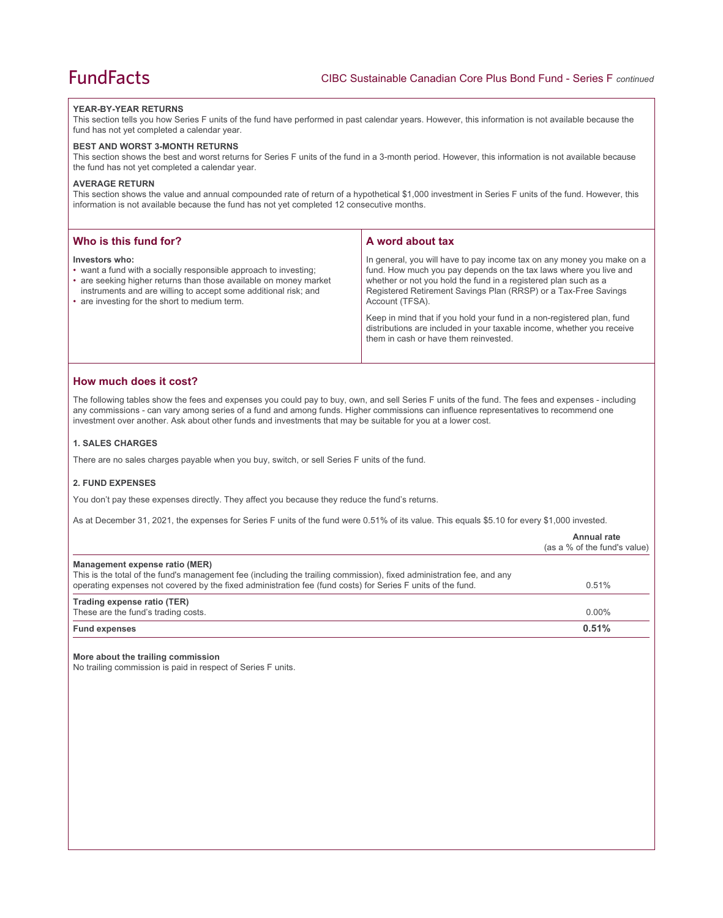#### YEAR-BY-YEAR RETURNS

This section tells you how Series F units of the fund have performed in past calendar years. However, this information is not available because the fund has not yet completed a calendar year.

#### BEST AND WORST 3-MONTH RETURNS

This section shows the best and worst returns for Series F units of the fund in a 3-month period. However, this information is not available because the fund has not yet completed a calendar year.

#### AVERAGE RETURN

This section shows the value and annual compounded rate of return of a hypothetical $1,000 investment in Series F units of the fund. However, this information is not available because the fund has not yet completed 12 consecutive months.

## Who is this fund for?

**Investors who:**

- want a fund with a socially responsible approach to investing;
- are seeking higher returns than those available on money market instruments and are willing to accept some additional risk; and
- are investing for the short to medium term.

## A word about tax

In general, you will have to pay income tax on any money you make on a fund. How much you pay depends on the tax laws where you live and whether or not you hold the fund in a registered plan such as a Registered Retirement Savings Plan (RRSP) or a Tax-Free Savings Account (TFSA).

Keep in mind that if you hold your fund in a non-registered plan, fund distributions are included in your taxable income, whether you receive them in cash or have them reinvested.

## How much does it cost?

The following tables show the fees and expenses you could pay to buy, own, and sell Series F units of the fund. The fees and expenses - including any commissions - can vary among series of a fund and among funds. Higher commissions can influence representatives to recommend one investment over another. Ask about other funds and investments that may be suitable for you at a lower cost.

### 1. SALES CHARGES

There are no sales charges payable when you buy, switch, or sell Series F units of the fund.

### 2. FUND EXPENSES

You don't pay these expenses directly. They affect you because they reduce the fund's returns.

As at December 31, 2021, the expenses for Series F units of the fund were 0.51% of its value. This equals $5.10 for every $1,000 invested.

| | **Annual rate** (as a % of the fund's value) |
|---|---|
| **Management expense ratio (MER)** This is the total of the fund's management fee (including the trailing commission), fixed administration fee, and any operating expenses not covered by the fixed administration fee (fund costs) for Series F units of the fund. | 0.51% |
| **Trading expense ratio (TER)** These are the fund's trading costs. | 0.00% |
| **Fund expenses** | **0.51%** |

**More about the trailing commission**

No trailing commission is paid in respect of Series F units.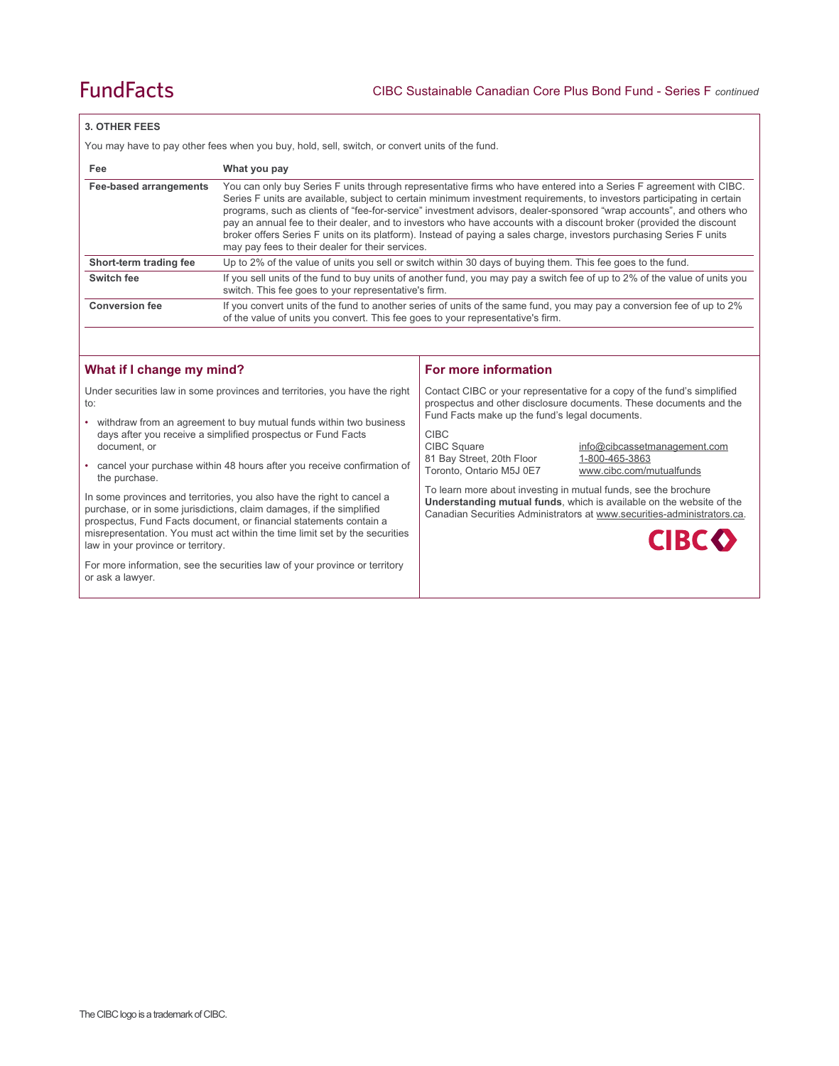### 3. OTHER FEES

You may have to pay other fees when you buy, hold, sell, switch, or convert units of the fund.

| Fee | What you pay |
|---|---|
| **Fee-based arrangements** | You can only buy Series F units through representative firms who have entered into a Series F agreement with CIBC. Series F units are available, subject to certain minimum investment requirements, to investors participating in certain programs, such as clients of "fee-for-service" investment advisors, dealer-sponsored "wrap accounts", and others who pay an annual fee to their dealer, and to investors who have accounts with a discount broker (provided the discount broker offers Series F units on its platform). Instead of paying a sales charge, investors purchasing Series F units may pay fees to their dealer for their services. |
| **Short-term trading fee** | Up to 2% of the value of units you sell or switch within 30 days of buying them. This fee goes to the fund. |
| **Switch fee** | If you sell units of the fund to buy units of another fund, you may pay a switch fee of up to 2% of the value of units you switch. This fee goes to your representative's firm. |
| **Conversion fee** | If you convert units of the fund to another series of units of the same fund, you may pay a conversion fee of up to 2% of the value of units you convert. This fee goes to your representative's firm. |

## What if I change my mind?

Under securities law in some provinces and territories, you have the right to:

- withdraw from an agreement to buy mutual funds within two business days after you receive a simplified prospectus or Fund Facts document, or
- cancel your purchase within 48 hours after you receive confirmation of the purchase.

In some provinces and territories, you also have the right to cancel a purchase, or in some jurisdictions, claim damages, if the simplified prospectus, Fund Facts document, or financial statements contain a misrepresentation. You must act within the time limit set by the securities law in your province or territory.

For more information, see the securities law of your province or territory or ask a lawyer.

## For more information

Contact CIBC or your representative for a copy of the fund's simplified prospectus and other disclosure documents. These documents and the Fund Facts make up the fund's legal documents.

CIBC
CIBC Square
81 Bay Street, 20th Floor
Toronto, Ontario M5J 0E7

info@cibcassetmanagement.com
1-800-465-3863
www.cibc.com/mutualfunds

To learn more about investing in mutual funds, see the brochure **Understanding mutual funds**, which is available on the website of the Canadian Securities Administrators at www.securities-administrators.ca.

CIBC

The CIBC logo is a trademark of CIBC.